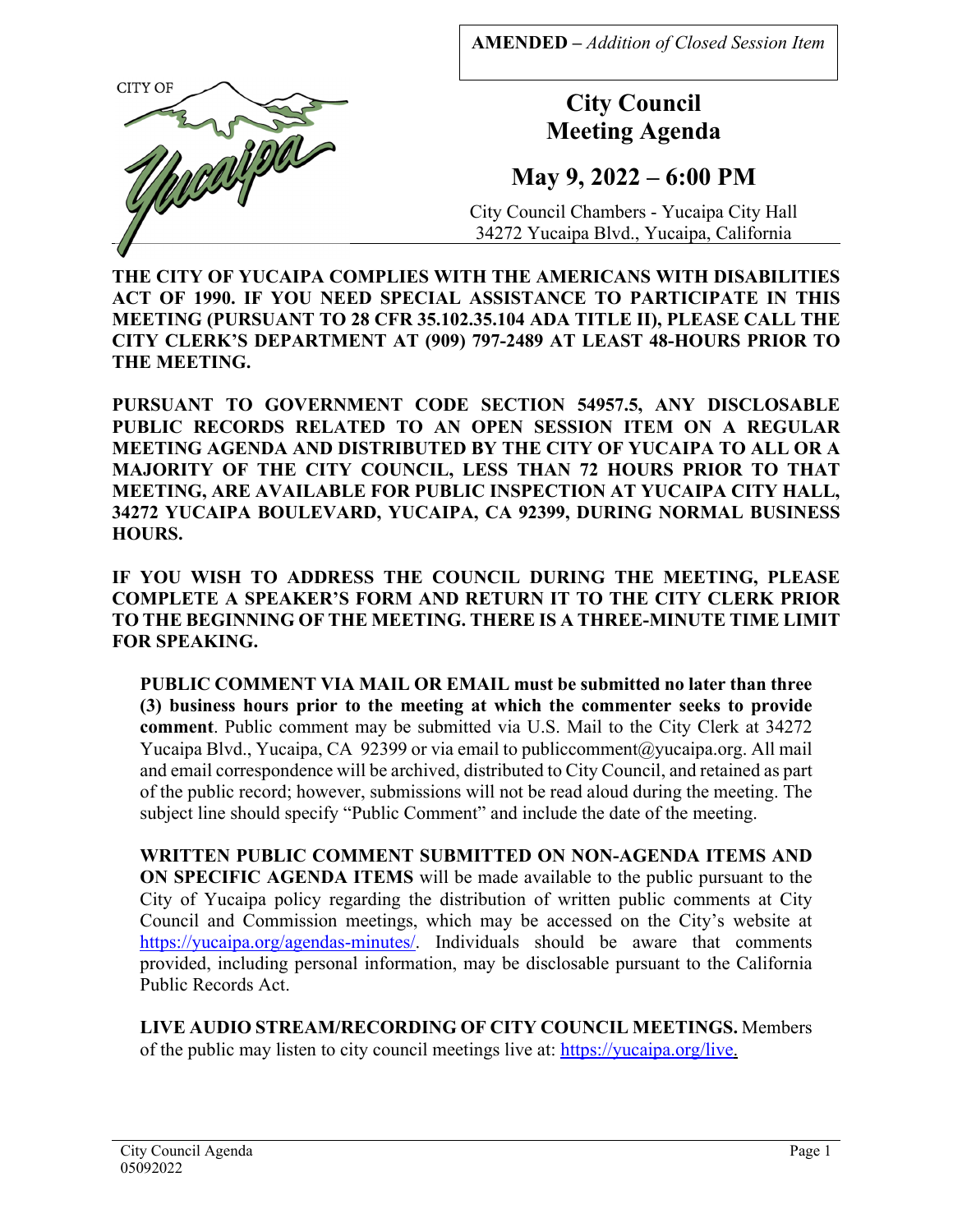**AMENDED –** *Addition of Closed Session Item*

CITY OF Yucaipa

# City Council Meeting Agenda

## May 9, 2022 – 6:00 PM

City Council Chambers - Yucaipa City Hall
34272 Yucaipa Blvd., Yucaipa, California

**THE CITY OF YUCAIPA COMPLIES WITH THE AMERICANS WITH DISABILITIES ACT OF 1990. IF YOU NEED SPECIAL ASSISTANCE TO PARTICIPATE IN THIS MEETING (PURSUANT TO 28 CFR 35.102.35.104 ADA TITLE II), PLEASE CALL THE CITY CLERK'S DEPARTMENT AT (909) 797-2489 AT LEAST 48-HOURS PRIOR TO THE MEETING.**

**PURSUANT TO GOVERNMENT CODE SECTION 54957.5, ANY DISCLOSABLE PUBLIC RECORDS RELATED TO AN OPEN SESSION ITEM ON A REGULAR MEETING AGENDA AND DISTRIBUTED BY THE CITY OF YUCAIPA TO ALL OR A MAJORITY OF THE CITY COUNCIL, LESS THAN 72 HOURS PRIOR TO THAT MEETING, ARE AVAILABLE FOR PUBLIC INSPECTION AT YUCAIPA CITY HALL, 34272 YUCAIPA BOULEVARD, YUCAIPA, CA 92399, DURING NORMAL BUSINESS HOURS.**

**IF YOU WISH TO ADDRESS THE COUNCIL DURING THE MEETING, PLEASE COMPLETE A SPEAKER'S FORM AND RETURN IT TO THE CITY CLERK PRIOR TO THE BEGINNING OF THE MEETING. THERE IS A THREE-MINUTE TIME LIMIT FOR SPEAKING.**

**PUBLIC COMMENT VIA MAIL OR EMAIL must be submitted no later than three (3) business hours prior to the meeting at which the commenter seeks to provide comment**. Public comment may be submitted via U.S. Mail to the City Clerk at 34272 Yucaipa Blvd., Yucaipa, CA 92399 or via email to publiccomment@yucaipa.org. All mail and email correspondence will be archived, distributed to City Council, and retained as part of the public record; however, submissions will not be read aloud during the meeting. The subject line should specify "Public Comment" and include the date of the meeting.

**WRITTEN PUBLIC COMMENT SUBMITTED ON NON-AGENDA ITEMS AND ON SPECIFIC AGENDA ITEMS** will be made available to the public pursuant to the City of Yucaipa policy regarding the distribution of written public comments at City Council and Commission meetings, which may be accessed on the City's website at https://yucaipa.org/agendas-minutes/. Individuals should be aware that comments provided, including personal information, may be disclosable pursuant to the California Public Records Act.

**LIVE AUDIO STREAM/RECORDING OF CITY COUNCIL MEETINGS.** Members of the public may listen to city council meetings live at: https://yucaipa.org/live.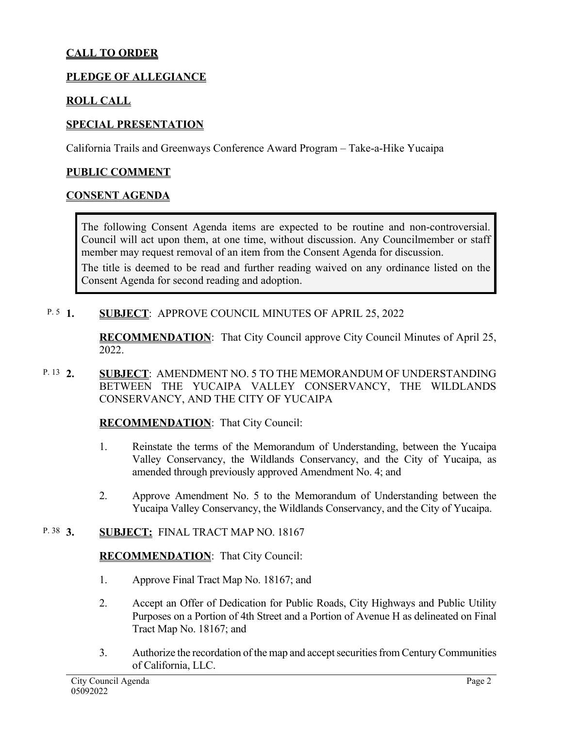## CALL TO ORDER

## PLEDGE OF ALLEGIANCE

## ROLL CALL

## SPECIAL PRESENTATION

California Trails and Greenways Conference Award Program – Take-a-Hike Yucaipa

## PUBLIC COMMENT

## CONSENT AGENDA

> The following Consent Agenda items are expected to be routine and non-controversial. Council will act upon them, at one time, without discussion. Any Councilmember or staff member may request removal of an item from the Consent Agenda for discussion.
>
> The title is deemed to be read and further reading waived on any ordinance listed on the Consent Agenda for second reading and adoption.

P. 5 **1.** **SUBJECT**: APPROVE COUNCIL MINUTES OF APRIL 25, 2022

**RECOMMENDATION**: That City Council approve City Council Minutes of April 25, 2022.

P. 13 **2.** **SUBJECT**: AMENDMENT NO. 5 TO THE MEMORANDUM OF UNDERSTANDING BETWEEN THE YUCAIPA VALLEY CONSERVANCY, THE WILDLANDS CONSERVANCY, AND THE CITY OF YUCAIPA

**RECOMMENDATION**: That City Council:

1. Reinstate the terms of the Memorandum of Understanding, between the Yucaipa Valley Conservancy, the Wildlands Conservancy, and the City of Yucaipa, as amended through previously approved Amendment No. 4; and
2. Approve Amendment No. 5 to the Memorandum of Understanding between the Yucaipa Valley Conservancy, the Wildlands Conservancy, and the City of Yucaipa.

P. 38 **3.** **SUBJECT:** FINAL TRACT MAP NO. 18167

**RECOMMENDATION**: That City Council:

1. Approve Final Tract Map No. 18167; and
2. Accept an Offer of Dedication for Public Roads, City Highways and Public Utility Purposes on a Portion of 4th Street and a Portion of Avenue H as delineated on Final Tract Map No. 18167; and
3. Authorize the recordation of the map and accept securities from Century Communities of California, LLC.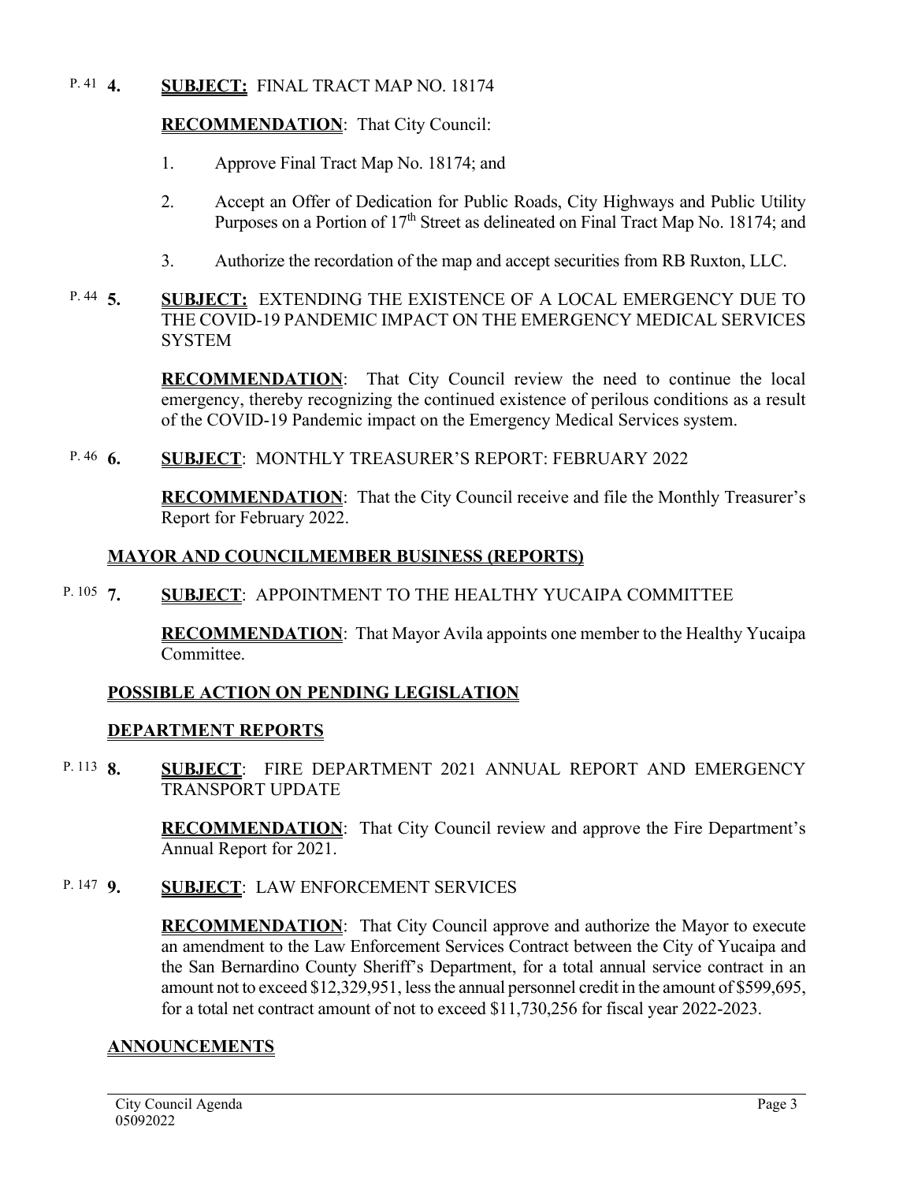P. 41 **4.** **SUBJECT:** FINAL TRACT MAP NO. 18174

**RECOMMENDATION**: That City Council:

1. Approve Final Tract Map No. 18174; and
2. Accept an Offer of Dedication for Public Roads, City Highways and Public Utility Purposes on a Portion of 17th Street as delineated on Final Tract Map No. 18174; and
3. Authorize the recordation of the map and accept securities from RB Ruxton, LLC.

P. 44 **5.** **SUBJECT:** EXTENDING THE EXISTENCE OF A LOCAL EMERGENCY DUE TO THE COVID-19 PANDEMIC IMPACT ON THE EMERGENCY MEDICAL SERVICES SYSTEM

**RECOMMENDATION**: That City Council review the need to continue the local emergency, thereby recognizing the continued existence of perilous conditions as a result of the COVID-19 Pandemic impact on the Emergency Medical Services system.

P. 46 **6.** **SUBJECT**: MONTHLY TREASURER'S REPORT: FEBRUARY 2022

**RECOMMENDATION**: That the City Council receive and file the Monthly Treasurer's Report for February 2022.

## MAYOR AND COUNCILMEMBER BUSINESS (REPORTS)

P. 105 **7.** **SUBJECT**: APPOINTMENT TO THE HEALTHY YUCAIPA COMMITTEE

**RECOMMENDATION**: That Mayor Avila appoints one member to the Healthy Yucaipa Committee.

## POSSIBLE ACTION ON PENDING LEGISLATION

## DEPARTMENT REPORTS

P. 113 **8.** **SUBJECT**: FIRE DEPARTMENT 2021 ANNUAL REPORT AND EMERGENCY TRANSPORT UPDATE

**RECOMMENDATION**: That City Council review and approve the Fire Department's Annual Report for 2021.

P. 147 **9.** **SUBJECT**: LAW ENFORCEMENT SERVICES

**RECOMMENDATION**: That City Council approve and authorize the Mayor to execute an amendment to the Law Enforcement Services Contract between the City of Yucaipa and the San Bernardino County Sheriff's Department, for a total annual service contract in an amount not to exceed $12,329,951, less the annual personnel credit in the amount of $599,695, for a total net contract amount of not to exceed $11,730,256 for fiscal year 2022-2023.

## ANNOUNCEMENTS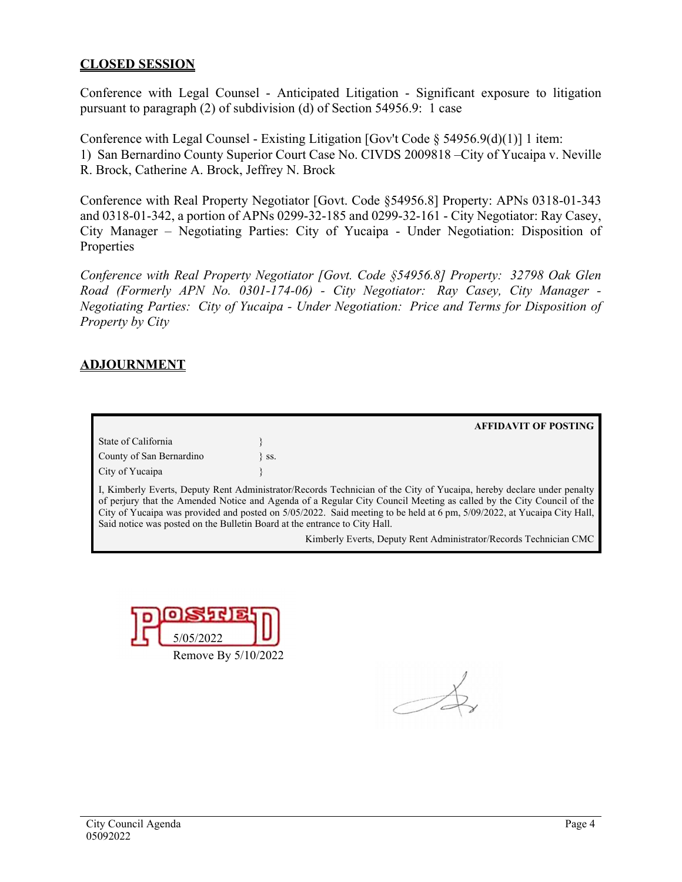## CLOSED SESSION

Conference with Legal Counsel - Anticipated Litigation - Significant exposure to litigation pursuant to paragraph (2) of subdivision (d) of Section 54956.9: 1 case

Conference with Legal Counsel - Existing Litigation [Gov't Code § 54956.9(d)(1)] 1 item:
1) San Bernardino County Superior Court Case No. CIVDS 2009818 –City of Yucaipa v. Neville R. Brock, Catherine A. Brock, Jeffrey N. Brock

Conference with Real Property Negotiator [Govt. Code §54956.8] Property: APNs 0318-01-343 and 0318-01-342, a portion of APNs 0299-32-185 and 0299-32-161 - City Negotiator: Ray Casey, City Manager – Negotiating Parties: City of Yucaipa - Under Negotiation: Disposition of Properties

*Conference with Real Property Negotiator [Govt. Code §54956.8] Property: 32798 Oak Glen Road (Formerly APN No. 0301-174-06) - City Negotiator: Ray Casey, City Manager - Negotiating Parties: City of Yucaipa - Under Negotiation: Price and Terms for Disposition of Property by City*

## ADJOURNMENT

**AFFIDAVIT OF POSTING**

State of California }
County of San Bernardino } ss.
City of Yucaipa }

I, Kimberly Everts, Deputy Rent Administrator/Records Technician of the City of Yucaipa, hereby declare under penalty of perjury that the Amended Notice and Agenda of a Regular City Council Meeting as called by the City Council of the City of Yucaipa was provided and posted on 5/05/2022. Said meeting to be held at 6 pm, 5/09/2022, at Yucaipa City Hall, Said notice was posted on the Bulletin Board at the entrance to City Hall.

Kimberly Everts, Deputy Rent Administrator/Records Technician CMC

POSTED
5/05/2022
Remove By 5/10/2022